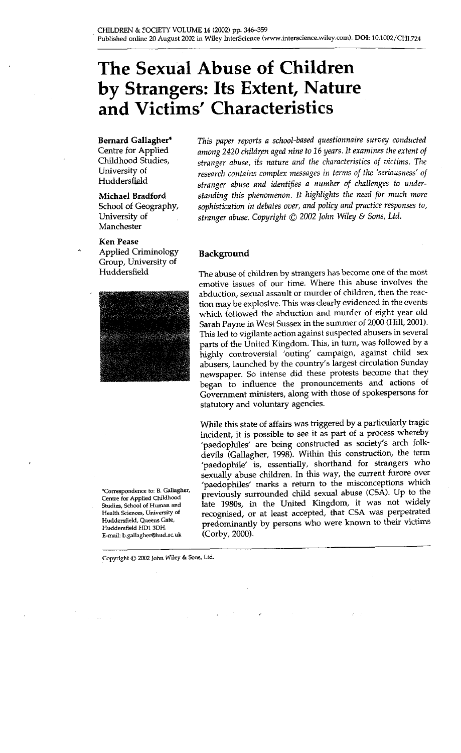# The Sexual Abuse of Children by Strangers: Its Extent, Nature and Victims' Characteristics

**Bernard Gallagher***
Centre for Applied Childhood Studies, University of Huddersfield

**Michael Bradford**
School of Geography, University of Manchester

**Ken Pease**
Applied Criminology Group, University of Huddersfield

*This paper reports a school-based questionnaire survey conducted among 2420 children aged nine to 16 years. It examines the extent of stranger abuse, its nature and the characteristics of victims. The research contains complex messages in terms of the 'seriousness' of stranger abuse and identifies a number of challenges to understanding this phenomenon. It highlights the need for much more sophistication in debates over, and policy and practice responses to, stranger abuse. Copyright © 2002 John Wiley & Sons, Ltd.*

## Background

The abuse of children by strangers has become one of the most emotive issues of our time. Where this abuse involves the abduction, sexual assault or murder of children, then the reaction may be explosive. This was clearly evidenced in the events which followed the abduction and murder of eight year old Sarah Payne in West Sussex in the summer of 2000 (Hill, 2001). This led to vigilante action against suspected abusers in several parts of the United Kingdom. This, in turn, was followed by a highly controversial 'outing' campaign, against child sex abusers, launched by the country's largest circulation Sunday newspaper. So intense did these protests become that they began to influence the pronouncements and actions of Government ministers, along with those of spokespersons for statutory and voluntary agencies.

While this state of affairs was triggered by a particularly tragic incident, it is possible to see it as part of a process whereby 'paedophiles' are being constructed as society's arch folk-devils (Gallagher, 1998). Within this construction, the term 'paedophile' is, essentially, shorthand for strangers who sexually abuse children. In this way, the current furore over 'paedophiles' marks a return to the misconceptions which previously surrounded child sexual abuse (CSA). Up to the late 1980s, in the United Kingdom, it was not widely recognised, or at least accepted, that CSA was perpetrated predominantly by persons who were known to their victims (Corby, 2000).

*Correspondence to: B. Gallagher, Centre for Applied Childhood Studies, School of Human and Health Sciences, University of Huddersfield, Queens Gate, Huddersfield HD1 3DH. E-mail: b.gallagher@hud.ac.uk

Copyright © 2002 John Wiley & Sons, Ltd.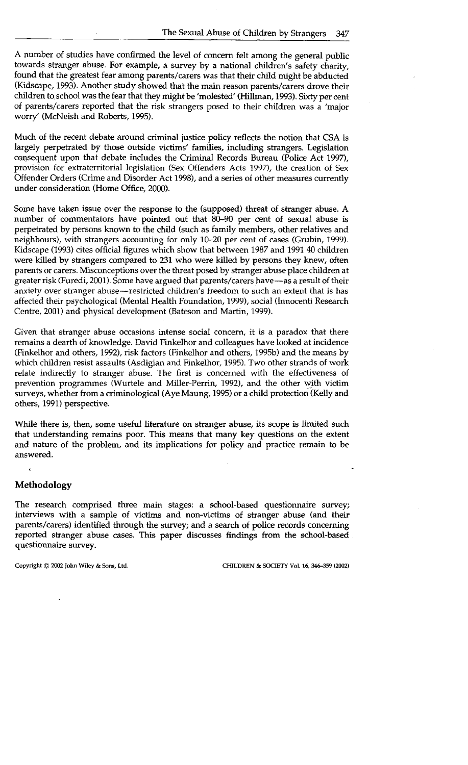A number of studies have confirmed the level of concern felt among the general public towards stranger abuse. For example, a survey by a national children's safety charity, found that the greatest fear among parents/carers was that their child might be abducted (Kidscape, 1993). Another study showed that the main reason parents/carers drove their children to school was the fear that they might be 'molested' (Hillman, 1993). Sixty per cent of parents/carers reported that the risk strangers posed to their children was a 'major worry' (McNeish and Roberts, 1995).

Much of the recent debate around criminal justice policy reflects the notion that CSA is largely perpetrated by those outside victims' families, including strangers. Legislation consequent upon that debate includes the Criminal Records Bureau (Police Act 1997), provision for extraterritorial legislation (Sex Offenders Acts 1997), the creation of Sex Offender Orders (Crime and Disorder Act 1998), and a series of other measures currently under consideration (Home Office, 2000).

Some have taken issue over the response to the (supposed) threat of stranger abuse. A number of commentators have pointed out that 80–90 per cent of sexual abuse is perpetrated by persons known to the child (such as family members, other relatives and neighbours), with strangers accounting for only 10–20 per cent of cases (Grubin, 1999). Kidscape (1993) cites official figures which show that between 1987 and 1991 40 children were killed by strangers compared to 231 who were killed by persons they knew, often parents or carers. Misconceptions over the threat posed by stranger abuse place children at greater risk (Furedi, 2001). Some have argued that parents/carers have—as a result of their anxiety over stranger abuse—restricted children's freedom to such an extent that is has affected their psychological (Mental Health Foundation, 1999), social (Innocenti Research Centre, 2001) and physical development (Bateson and Martin, 1999).

Given that stranger abuse occasions intense social concern, it is a paradox that there remains a dearth of knowledge. David Finkelhor and colleagues have looked at incidence (Finkelhor and others, 1992), risk factors (Finkelhor and others, 1995b) and the means by which children resist assaults (Asdigian and Finkelhor, 1995). Two other strands of work relate indirectly to stranger abuse. The first is concerned with the effectiveness of prevention programmes (Wurtele and Miller-Perrin, 1992), and the other with victim surveys, whether from a criminological (Aye Maung, 1995) or a child protection (Kelly and others, 1991) perspective.

While there is, then, some useful literature on stranger abuse, its scope is limited such that understanding remains poor. This means that many key questions on the extent and nature of the problem, and its implications for policy and practice remain to be answered.

## Methodology

The research comprised three main stages: a school-based questionnaire survey; interviews with a sample of victims and non-victims of stranger abuse (and their parents/carers) identified through the survey; and a search of police records concerning reported stranger abuse cases. This paper discusses findings from the school-based questionnaire survey.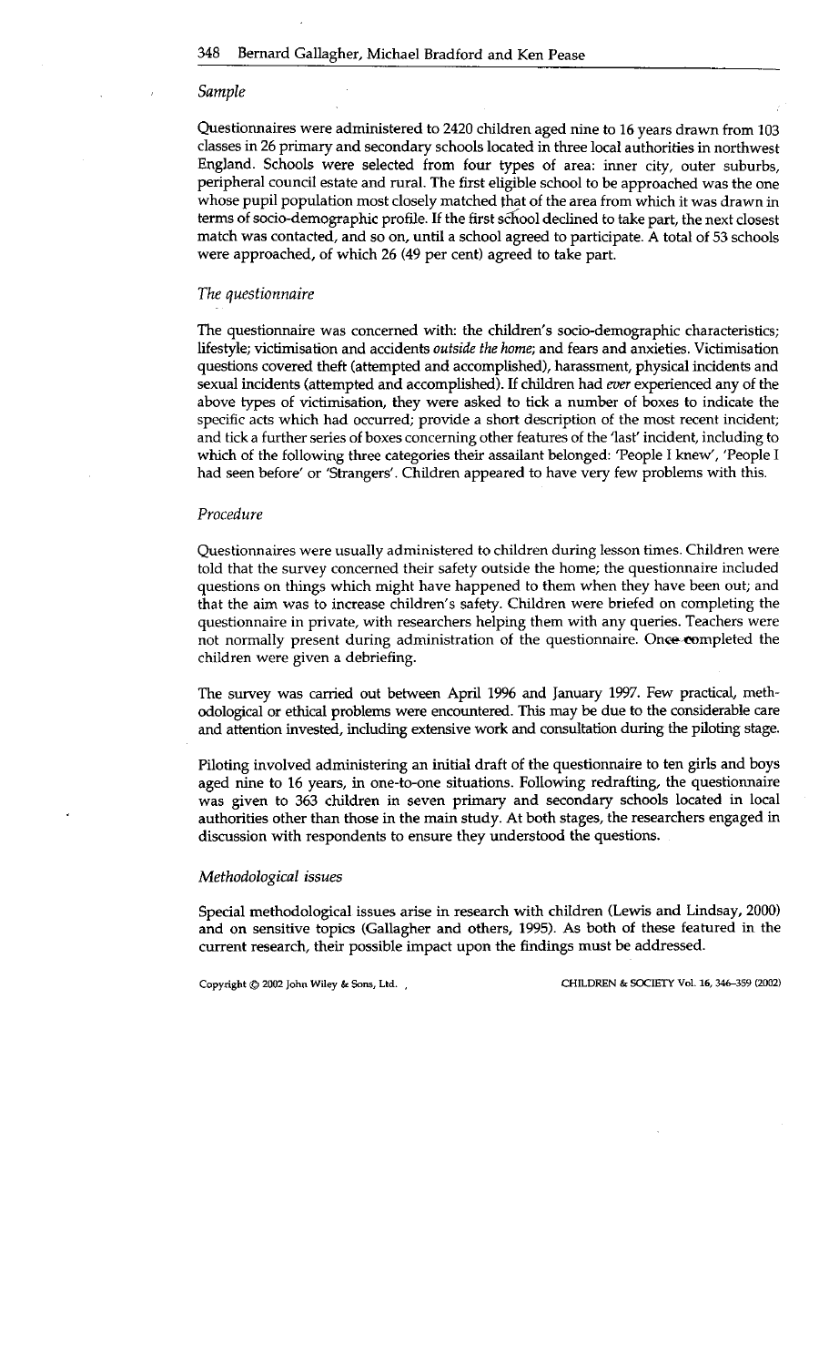### *Sample*

Questionnaires were administered to 2420 children aged nine to 16 years drawn from 103 classes in 26 primary and secondary schools located in three local authorities in northwest England. Schools were selected from four types of area: inner city, outer suburbs, peripheral council estate and rural. The first eligible school to be approached was the one whose pupil population most closely matched that of the area from which it was drawn in terms of socio-demographic profile. If the first school declined to take part, the next closest match was contacted, and so on, until a school agreed to participate. A total of 53 schools were approached, of which 26 (49 per cent) agreed to take part.

### *The questionnaire*

The questionnaire was concerned with: the children's socio-demographic characteristics; lifestyle; victimisation and accidents *outside the home*; and fears and anxieties. Victimisation questions covered theft (attempted and accomplished), harassment, physical incidents and sexual incidents (attempted and accomplished). If children had *ever* experienced any of the above types of victimisation, they were asked to tick a number of boxes to indicate the specific acts which had occurred; provide a short description of the most recent incident; and tick a further series of boxes concerning other features of the 'last' incident, including to which of the following three categories their assailant belonged: 'People I knew', 'People I had seen before' or 'Strangers'. Children appeared to have very few problems with this.

### *Procedure*

Questionnaires were usually administered to children during lesson times. Children were told that the survey concerned their safety outside the home; the questionnaire included questions on things which might have happened to them when they have been out; and that the aim was to increase children's safety. Children were briefed on completing the questionnaire in private, with researchers helping them with any queries. Teachers were not normally present during administration of the questionnaire. Once completed the children were given a debriefing.

The survey was carried out between April 1996 and January 1997. Few practical, methodological or ethical problems were encountered. This may be due to the considerable care and attention invested, including extensive work and consultation during the piloting stage.

Piloting involved administering an initial draft of the questionnaire to ten girls and boys aged nine to 16 years, in one-to-one situations. Following redrafting, the questionnaire was given to 363 children in seven primary and secondary schools located in local authorities other than those in the main study. At both stages, the researchers engaged in discussion with respondents to ensure they understood the questions.

### *Methodological issues*

Special methodological issues arise in research with children (Lewis and Lindsay, 2000) and on sensitive topics (Gallagher and others, 1995). As both of these featured in the current research, their possible impact upon the findings must be addressed.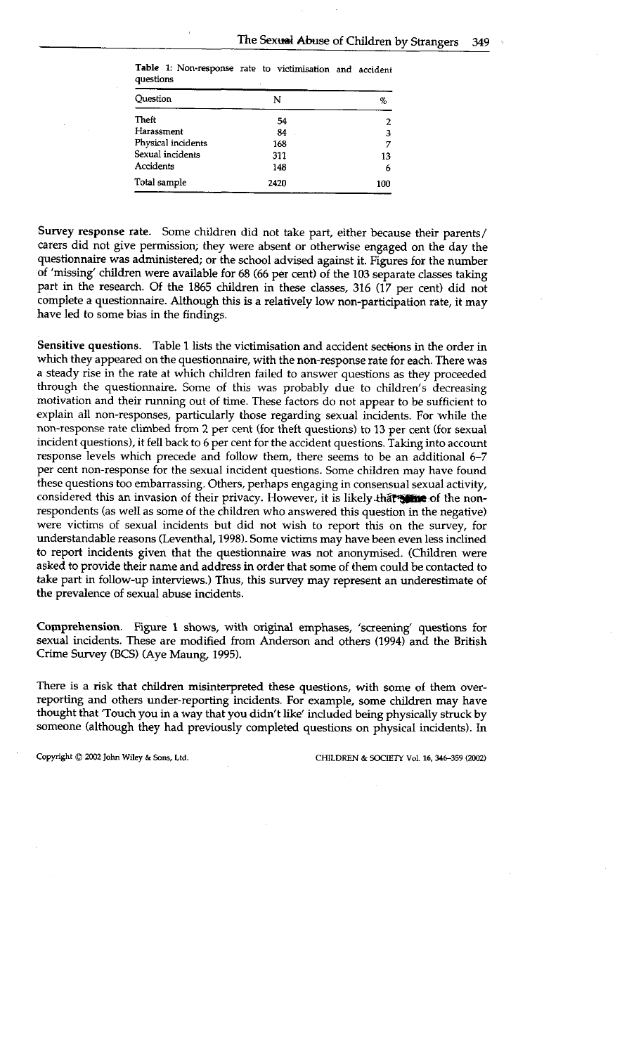Table 1: Non-response rate to victimisation and accident questions

| Question | N | % |
|---|---|---|
| Theft | 54 | 2 |
| Harassment | 84 | 3 |
| Physical incidents | 168 | 7 |
| Sexual incidents | 311 | 13 |
| Accidents | 148 | 6 |
| Total sample | 2420 | 100 |

**Survey response rate.** Some children did not take part, either because their parents/carers did not give permission; they were absent or otherwise engaged on the day the questionnaire was administered; or the school advised against it. Figures for the number of 'missing' children were available for 68 (66 per cent) of the 103 separate classes taking part in the research. Of the 1865 children in these classes, 316 (17 per cent) did not complete a questionnaire. Although this is a relatively low non-participation rate, it may have led to some bias in the findings.

**Sensitive questions.** Table 1 lists the victimisation and accident sections in the order in which they appeared on the questionnaire, with the non-response rate for each. There was a steady rise in the rate at which children failed to answer questions as they proceeded through the questionnaire. Some of this was probably due to children's decreasing motivation and their running out of time. These factors do not appear to be sufficient to explain all non-responses, particularly those regarding sexual incidents. For while the non-response rate climbed from 2 per cent (for theft questions) to 13 per cent (for sexual incident questions), it fell back to 6 per cent for the accident questions. Taking into account response levels which precede and follow them, there seems to be an additional 6–7 per cent non-response for the sexual incident questions. Some children may have found these questions too embarrassing. Others, perhaps engaging in consensual sexual activity, considered this an invasion of their privacy. However, it is likely that some of the non-respondents (as well as some of the children who answered this question in the negative) were victims of sexual incidents but did not wish to report this on the survey, for understandable reasons (Leventhal, 1998). Some victims may have been even less inclined to report incidents given that the questionnaire was not anonymised. (Children were asked to provide their name and address in order that some of them could be contacted to take part in follow-up interviews.) Thus, this survey may represent an underestimate of the prevalence of sexual abuse incidents.

**Comprehension.** Figure 1 shows, with original emphases, 'screening' questions for sexual incidents. These are modified from Anderson and others (1994) and the British Crime Survey (BCS) (Aye Maung, 1995).

There is a risk that children misinterpreted these questions, with some of them over-reporting and others under-reporting incidents. For example, some children may have thought that 'Touch you in a way that you didn't like' included being physically struck by someone (although they had previously completed questions on physical incidents). In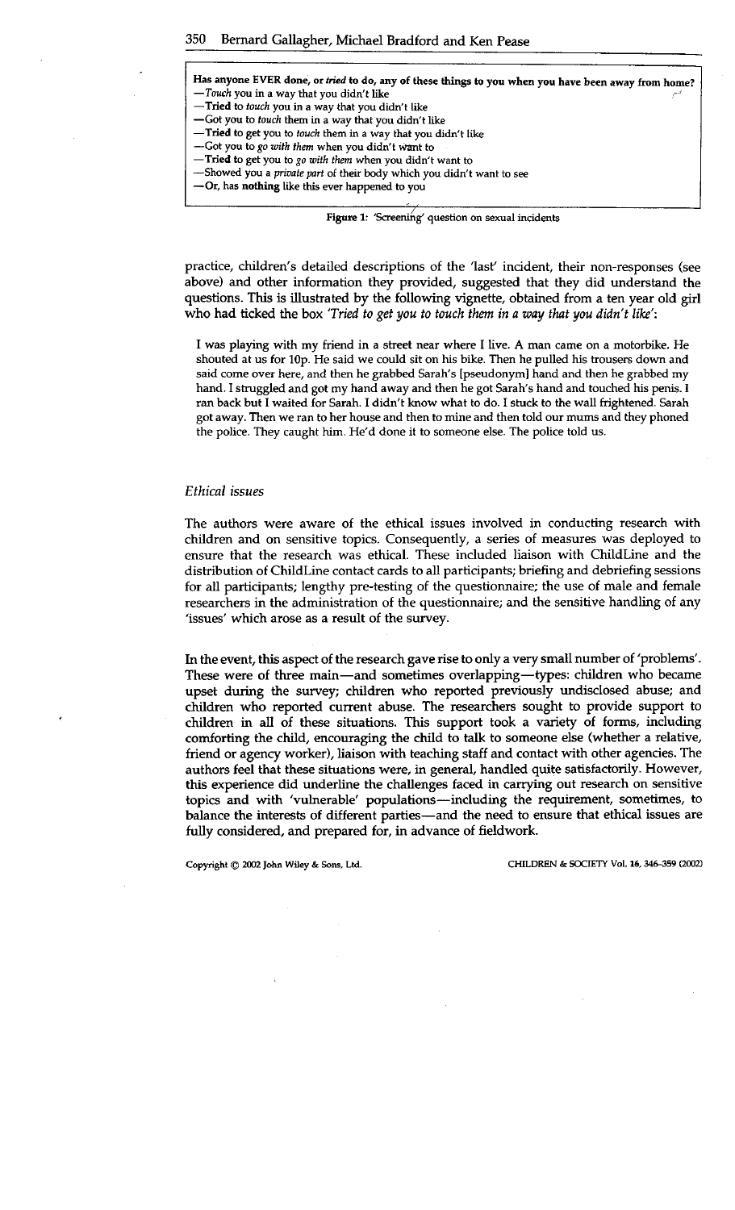> **Has anyone EVER done, or *tried* to do, any of these things to you when you have been away from home?**
> —*Touch* you in a way that you didn't like
> —**Tried** to *touch* you in a way that you didn't like
> —Got you to *touch* them in a way that you didn't like
> —**Tried** to get you to *touch* them in a way that you didn't like
> —Got you to *go with them* when you didn't want to
> —**Tried** to get you to *go with them* when you didn't want to
> —Showed you a *private part* of their body which you didn't want to see
> —Or, has **nothing** like this ever happened to you

Figure 1: 'Screening' question on sexual incidents

practice, children's detailed descriptions of the 'last' incident, their non-responses (see above) and other information they provided, suggested that they did understand the questions. This is illustrated by the following vignette, obtained from a ten year old girl who had ticked the box *'Tried to get you to touch them in a way that you didn't like'*:

> I was playing with my friend in a street near where I live. A man came on a motorbike. He shouted at us for 10p. He said we could sit on his bike. Then he pulled his trousers down and said come over here, and then he grabbed Sarah's [pseudonym] hand and then he grabbed my hand. I struggled and got my hand away and then he got Sarah's hand and touched his penis. I ran back but I waited for Sarah. I didn't know what to do. I stuck to the wall frightened. Sarah got away. Then we ran to her house and then to mine and then told our mums and they phoned the police. They caught him. He'd done it to someone else. The police told us.

### *Ethical issues*

The authors were aware of the ethical issues involved in conducting research with children and on sensitive topics. Consequently, a series of measures was deployed to ensure that the research was ethical. These included liaison with ChildLine and the distribution of ChildLine contact cards to all participants; briefing and debriefing sessions for all participants; lengthy pre-testing of the questionnaire; the use of male and female researchers in the administration of the questionnaire; and the sensitive handling of any 'issues' which arose as a result of the survey.

In the event, this aspect of the research gave rise to only a very small number of 'problems'. These were of three main—and sometimes overlapping—types: children who became upset during the survey; children who reported previously undisclosed abuse; and children who reported current abuse. The researchers sought to provide support to children in all of these situations. This support took a variety of forms, including comforting the child, encouraging the child to talk to someone else (whether a relative, friend or agency worker), liaison with teaching staff and contact with other agencies. The authors feel that these situations were, in general, handled quite satisfactorily. However, this experience did underline the challenges faced in carrying out research on sensitive topics and with 'vulnerable' populations—including the requirement, sometimes, to balance the interests of different parties—and the need to ensure that ethical issues are fully considered, and prepared for, in advance of fieldwork.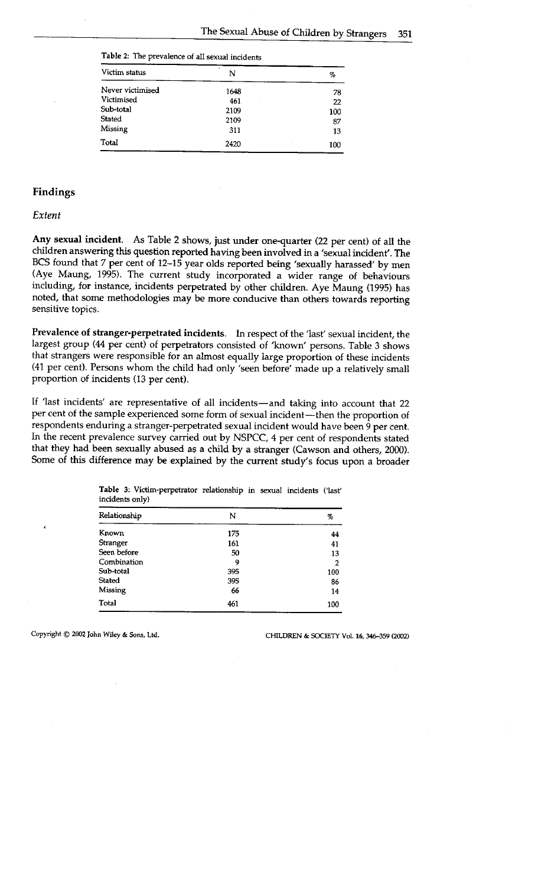Table 2: The prevalence of all sexual incidents

| Victim status | N | % |
|---|---|---|
| Never victimised | 1648 | 78 |
| Victimised | 461 | 22 |
| Sub-total | 2109 | 100 |
| Stated | 2109 | 87 |
| Missing | 311 | 13 |
| Total | 2420 | 100 |

## Findings

### *Extent*

**Any sexual incident.** As Table 2 shows, just under one-quarter (22 per cent) of all the children answering this question reported having been involved in a 'sexual incident'. The BCS found that 7 per cent of 12–15 year olds reported being 'sexually harassed' by men (Aye Maung, 1995). The current study incorporated a wider range of behaviours including, for instance, incidents perpetrated by other children. Aye Maung (1995) has noted, that some methodologies may be more conducive than others towards reporting sensitive topics.

**Prevalence of stranger-perpetrated incidents.** In respect of the 'last' sexual incident, the largest group (44 per cent) of perpetrators consisted of 'known' persons. Table 3 shows that strangers were responsible for an almost equally large proportion of these incidents (41 per cent). Persons whom the child had only 'seen before' made up a relatively small proportion of incidents (13 per cent).

If 'last incidents' are representative of all incidents—and taking into account that 22 per cent of the sample experienced some form of sexual incident—then the proportion of respondents enduring a stranger-perpetrated sexual incident would have been 9 per cent. In the recent prevalence survey carried out by NSPCC, 4 per cent of respondents stated that they had been sexually abused as a child by a stranger (Cawson and others, 2000). Some of this difference may be explained by the current study's focus upon a broader

Table 3: Victim-perpetrator relationship in sexual incidents ('last' incidents only)

| Relationship | N | % |
|---|---|---|
| Known | 175 | 44 |
| Stranger | 161 | 41 |
| Seen before | 50 | 13 |
| Combination | 9 | 2 |
| Sub-total | 395 | 100 |
| Stated | 395 | 86 |
| Missing | 66 | 14 |
| Total | 461 | 100 |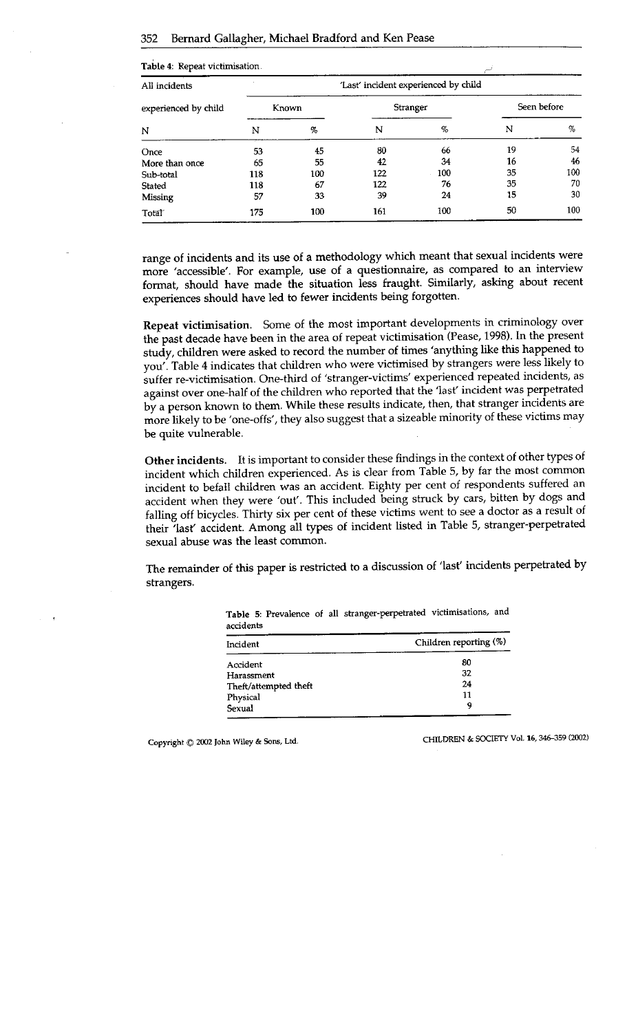Table 4: Repeat victimisation.

| All incidents experienced by child | 'Last' incident experienced by child | | | | | |
|---|---|---|---|---|---|---|
| | Known | | Stranger | | Seen before | |
| N | N | % | N | % | N | % |
| Once | 53 | 45 | 80 | 66 | 19 | 54 |
| More than once | 65 | 55 | 42 | 34 | 16 | 46 |
| Sub-total | 118 | 100 | 122 | 100 | 35 | 100 |
| Stated | 118 | 67 | 122 | 76 | 35 | 70 |
| Missing | 57 | 33 | 39 | 24 | 15 | 30 |
| Total | 175 | 100 | 161 | 100 | 50 | 100 |

range of incidents and its use of a methodology which meant that sexual incidents were more 'accessible'. For example, use of a questionnaire, as compared to an interview format, should have made the situation less fraught. Similarly, asking about recent experiences should have led to fewer incidents being forgotten.

**Repeat victimisation.** Some of the most important developments in criminology over the past decade have been in the area of repeat victimisation (Pease, 1998). In the present study, children were asked to record the number of times 'anything like this happened to you'. Table 4 indicates that children who were victimised by strangers were less likely to suffer re-victimisation. One-third of 'stranger-victims' experienced repeated incidents, as against over one-half of the children who reported that the 'last' incident was perpetrated by a person known to them. While these results indicate, then, that stranger incidents are more likely to be 'one-offs', they also suggest that a sizeable minority of these victims may be quite vulnerable.

**Other incidents.** It is important to consider these findings in the context of other types of incident which children experienced. As is clear from Table 5, by far the most common incident to befall children was an accident. Eighty per cent of respondents suffered an accident when they were 'out'. This included being struck by cars, bitten by dogs and falling off bicycles. Thirty six per cent of these victims went to see a doctor as a result of their 'last' accident. Among all types of incident listed in Table 5, stranger-perpetrated sexual abuse was the least common.

The remainder of this paper is restricted to a discussion of 'last' incidents perpetrated by strangers.

Table 5: Prevalence of all stranger-perpetrated victimisations, and accidents

| Incident | Children reporting (%) |
|---|---|
| Accident | 80 |
| Harassment | 32 |
| Theft/attempted theft | 24 |
| Physical | 11 |
| Sexual | 9 |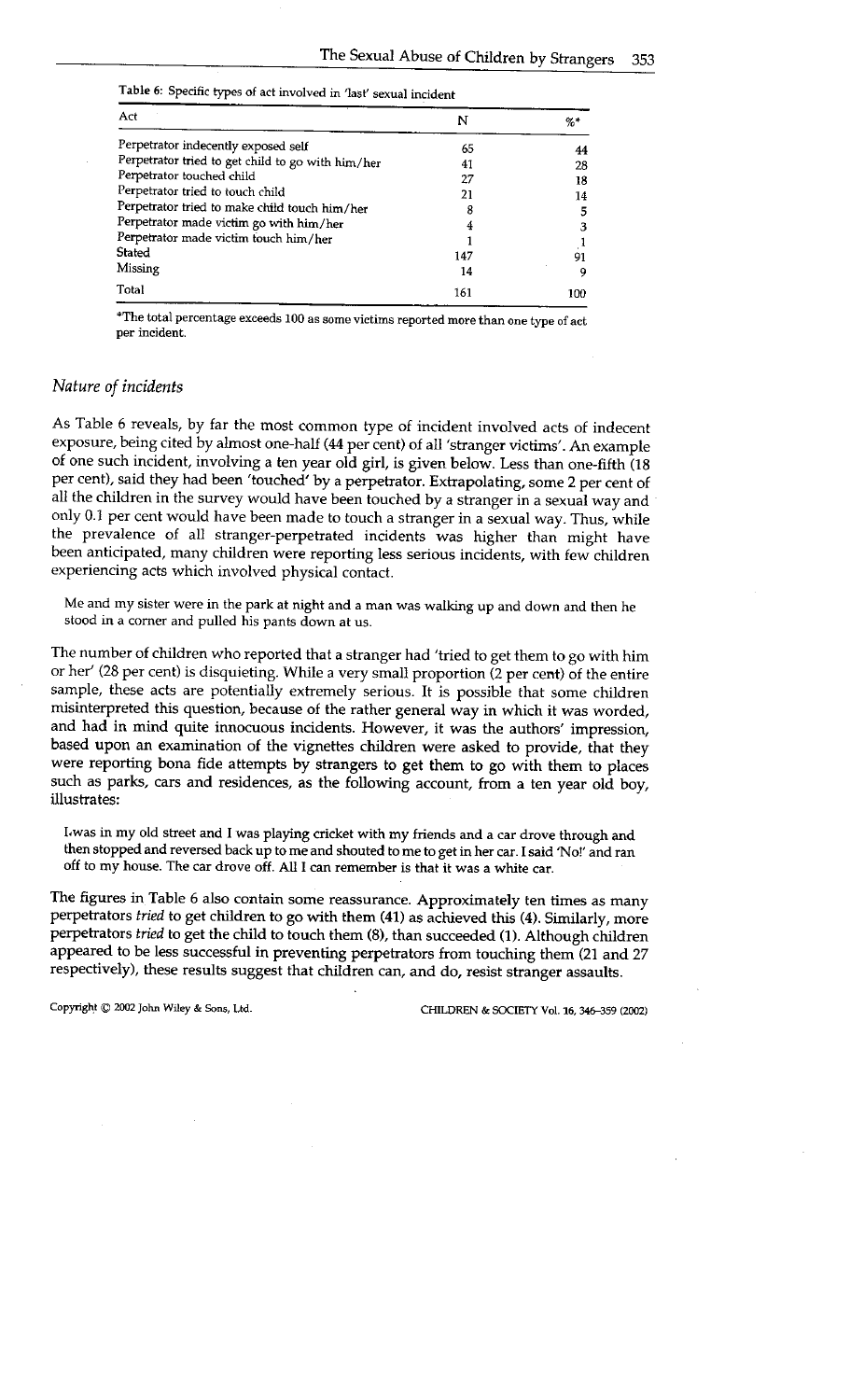Table 6: Specific types of act involved in 'last' sexual incident

| Act | N | %* |
|---|---|---|
| Perpetrator indecently exposed self | 65 | 44 |
| Perpetrator tried to get child to go with him/her | 41 | 28 |
| Perpetrator touched child | 27 | 18 |
| Perpetrator tried to touch child | 21 | 14 |
| Perpetrator tried to make child touch him/her | 8 | 5 |
| Perpetrator made victim go with him/her | 4 | 3 |
| Perpetrator made victim touch him/her | 1 | 1 |
| Stated | 147 | 91 |
| Missing | 14 | 9 |
| Total | 161 | 100 |

*The total percentage exceeds 100 as some victims reported more than one type of act per incident.

## *Nature of incidents*

As Table 6 reveals, by far the most common type of incident involved acts of indecent exposure, being cited by almost one-half (44 per cent) of all 'stranger victims'. An example of one such incident, involving a ten year old girl, is given below. Less than one-fifth (18 per cent), said they had been 'touched' by a perpetrator. Extrapolating, some 2 per cent of all the children in the survey would have been touched by a stranger in a sexual way and only 0.1 per cent would have been made to touch a stranger in a sexual way. Thus, while the prevalence of all stranger-perpetrated incidents was higher than might have been anticipated, many children were reporting less serious incidents, with few children experiencing acts which involved physical contact.

> Me and my sister were in the park at night and a man was walking up and down and then he stood in a corner and pulled his pants down at us.

The number of children who reported that a stranger had 'tried to get them to go with him or her' (28 per cent) is disquieting. While a very small proportion (2 per cent) of the entire sample, these acts are potentially extremely serious. It is possible that some children misinterpreted this question, because of the rather general way in which it was worded, and had in mind quite innocuous incidents. However, it was the authors' impression, based upon an examination of the vignettes children were asked to provide, that they were reporting bona fide attempts by strangers to get them to go with them to places such as parks, cars and residences, as the following account, from a ten year old boy, illustrates:

> I was in my old street and I was playing cricket with my friends and a car drove through and then stopped and reversed back up to me and shouted to me to get in her car. I said 'No!' and ran off to my house. The car drove off. All I can remember is that it was a white car.

The figures in Table 6 also contain some reassurance. Approximately ten times as many perpetrators *tried* to get children to go with them (41) as achieved this (4). Similarly, more perpetrators *tried* to get the child to touch them (8), than succeeded (1). Although children appeared to be less successful in preventing perpetrators from touching them (21 and 27 respectively), these results suggest that children can, and do, resist stranger assaults.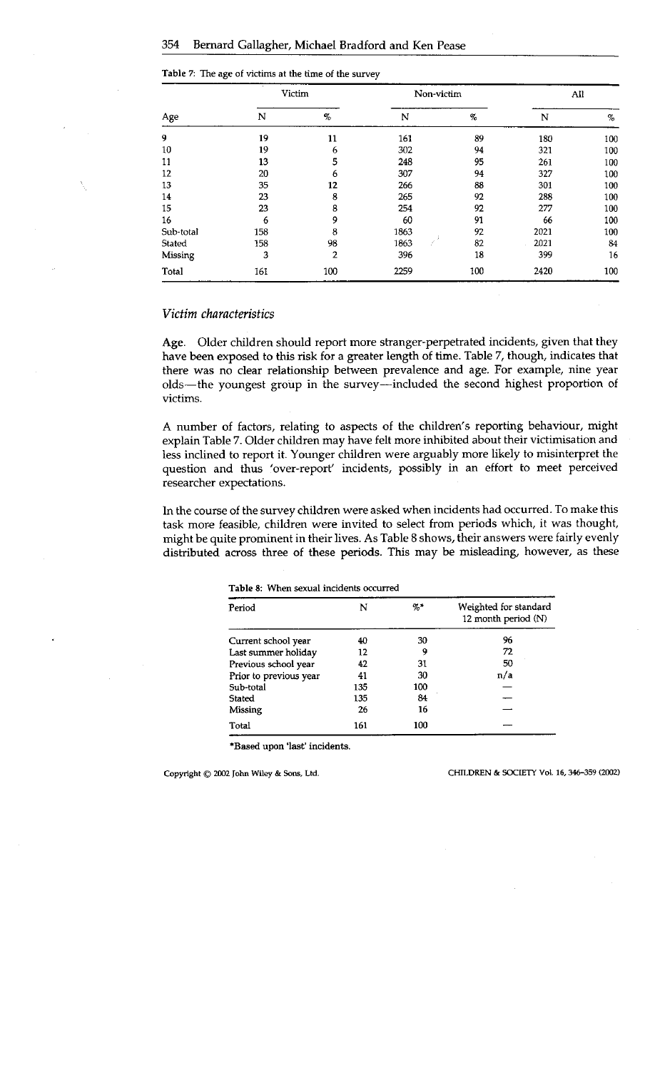**Table 7:** The age of victims at the time of the survey

| Age | Victim | | Non-victim | | All | |
|---|---|---|---|---|---|---|
| | N | % | N | % | N | % |
| 9 | 19 | 11 | 161 | 89 | 180 | 100 |
| 10 | 19 | 6 | 302 | 94 | 321 | 100 |
| 11 | 13 | 5 | 248 | 95 | 261 | 100 |
| 12 | 20 | 6 | 307 | 94 | 327 | 100 |
| 13 | 35 | 12 | 266 | 88 | 301 | 100 |
| 14 | 23 | 8 | 265 | 92 | 288 | 100 |
| 15 | 23 | 8 | 254 | 92 | 277 | 100 |
| 16 | 6 | 9 | 60 | 91 | 66 | 100 |
| Sub-total | 158 | 8 | 1863 | 92 | 2021 | 100 |
| Stated | 158 | 98 | 1863 | 82 | 2021 | 84 |
| Missing | 3 | 2 | 396 | 18 | 399 | 16 |
| Total | 161 | 100 | 2259 | 100 | 2420 | 100 |

### *Victim characteristics*

**Age.** Older children should report more stranger-perpetrated incidents, given that they have been exposed to this risk for a greater length of time. Table 7, though, indicates that there was no clear relationship between prevalence and age. For example, nine year olds—the youngest group in the survey—included the second highest proportion of victims.

A number of factors, relating to aspects of the children's reporting behaviour, might explain Table 7. Older children may have felt more inhibited about their victimisation and less inclined to report it. Younger children were arguably more likely to misinterpret the question and thus 'over-report' incidents, possibly in an effort to meet perceived researcher expectations.

In the course of the survey children were asked when incidents had occurred. To make this task more feasible, children were invited to select from periods which, it was thought, might be quite prominent in their lives. As Table 8 shows, their answers were fairly evenly distributed across three of these periods. This may be misleading, however, as these

**Table 8:** When sexual incidents occurred

| Period | N | %* | Weighted for standard 12 month period (N) |
|---|---|---|---|
| Current school year | 40 | 30 | 96 |
| Last summer holiday | 12 | 9 | 72 |
| Previous school year | 42 | 31 | 50 |
| Prior to previous year | 41 | 30 | n/a |
| Sub-total | 135 | 100 | — |
| Stated | 135 | 84 | — |
| Missing | 26 | 16 | — |
| Total | 161 | 100 | — |

*Based upon 'last' incidents.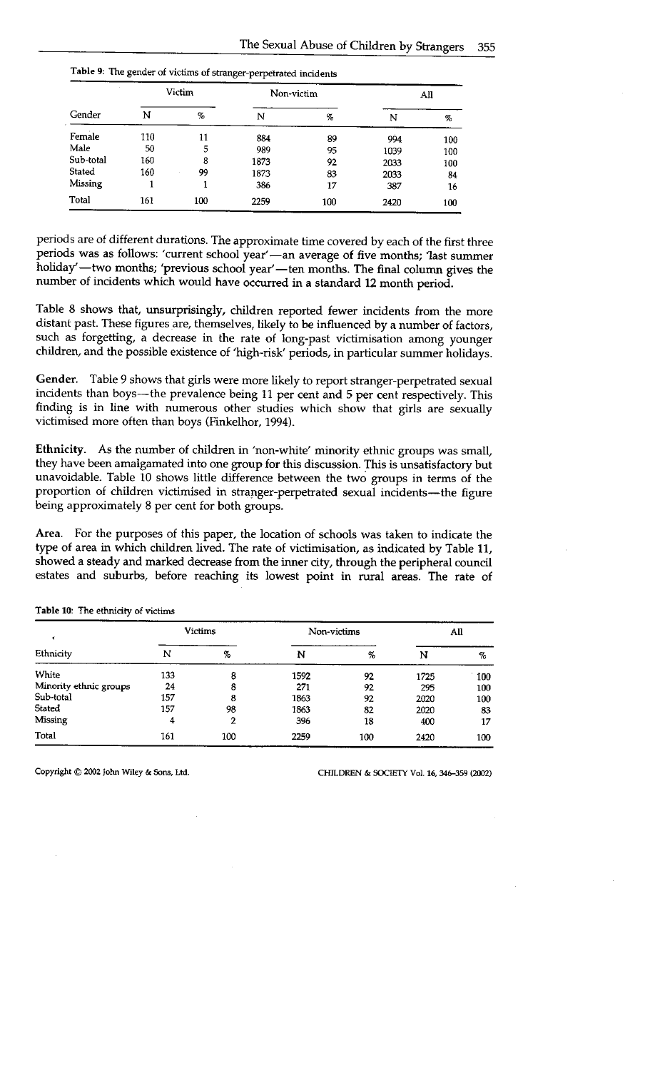Table 9: The gender of victims of stranger-perpetrated incidents

| Gender | Victim | | Non-victim | | All | |
|---|---|---|---|---|---|---|
| | N | % | N | % | N | % |
| Female | 110 | 11 | 884 | 89 | 994 | 100 |
| Male | 50 | 5 | 989 | 95 | 1039 | 100 |
| Sub-total | 160 | 8 | 1873 | 92 | 2033 | 100 |
| Stated | 160 | 99 | 1873 | 83 | 2033 | 84 |
| Missing | 1 | 1 | 386 | 17 | 387 | 16 |
| Total | 161 | 100 | 2259 | 100 | 2420 | 100 |

periods are of different durations. The approximate time covered by each of the first three periods was as follows: 'current school year'—an average of five months; 'last summer holiday'—two months; 'previous school year'—ten months. The final column gives the number of incidents which would have occurred in a standard 12 month period.

Table 8 shows that, unsurprisingly, children reported fewer incidents from the more distant past. These figures are, themselves, likely to be influenced by a number of factors, such as forgetting, a decrease in the rate of long-past victimisation among younger children, and the possible existence of 'high-risk' periods, in particular summer holidays.

**Gender.** Table 9 shows that girls were more likely to report stranger-perpetrated sexual incidents than boys—the prevalence being 11 per cent and 5 per cent respectively. This finding is in line with numerous other studies which show that girls are sexually victimised more often than boys (Finkelhor, 1994).

**Ethnicity.** As the number of children in 'non-white' minority ethnic groups was small, they have been amalgamated into one group for this discussion. This is unsatisfactory but unavoidable. Table 10 shows little difference between the two groups in terms of the proportion of children victimised in stranger-perpetrated sexual incidents—the figure being approximately 8 per cent for both groups.

**Area.** For the purposes of this paper, the location of schools was taken to indicate the type of area in which children lived. The rate of victimisation, as indicated by Table 11, showed a steady and marked decrease from the inner city, through the peripheral council estates and suburbs, before reaching its lowest point in rural areas. The rate of

Table 10: The ethnicity of victims

| Ethnicity | Victims | | Non-victims | | All | |
|---|---|---|---|---|---|---|
| | N | % | N | % | N | % |
| White | 133 | 8 | 1592 | 92 | 1725 | 100 |
| Minority ethnic groups | 24 | 8 | 271 | 92 | 295 | 100 |
| Sub-total | 157 | 8 | 1863 | 92 | 2020 | 100 |
| Stated | 157 | 98 | 1863 | 82 | 2020 | 83 |
| Missing | 4 | 2 | 396 | 18 | 400 | 17 |
| Total | 161 | 100 | 2259 | 100 | 2420 | 100 |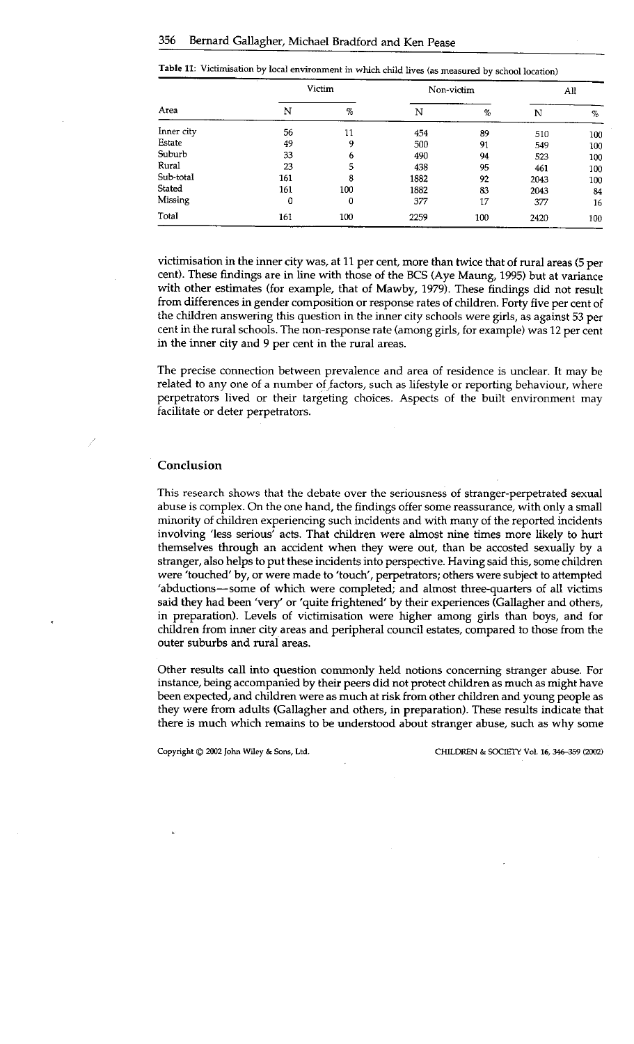**Table 11:** Victimisation by local environment in which child lives (as measured by school location)

| Area | Victim | | Non-victim | | All | |
|---|---|---|---|---|---|---|
| | N | % | N | % | N | % |
| Inner city | 56 | 11 | 454 | 89 | 510 | 100 |
| Estate | 49 | 9 | 500 | 91 | 549 | 100 |
| Suburb | 33 | 6 | 490 | 94 | 523 | 100 |
| Rural | 23 | 5 | 438 | 95 | 461 | 100 |
| Sub-total | 161 | 8 | 1882 | 92 | 2043 | 100 |
| Stated | 161 | 100 | 1882 | 83 | 2043 | 84 |
| Missing | 0 | 0 | 377 | 17 | 377 | 16 |
| Total | 161 | 100 | 2259 | 100 | 2420 | 100 |

victimisation in the inner city was, at 11 per cent, more than twice that of rural areas (5 per cent). These findings are in line with those of the BCS (Aye Maung, 1995) but at variance with other estimates (for example, that of Mawby, 1979). These findings did not result from differences in gender composition or response rates of children. Forty five per cent of the children answering this question in the inner city schools were girls, as against 53 per cent in the rural schools. The non-response rate (among girls, for example) was 12 per cent in the inner city and 9 per cent in the rural areas.

The precise connection between prevalence and area of residence is unclear. It may be related to any one of a number of factors, such as lifestyle or reporting behaviour, where perpetrators lived or their targeting choices. Aspects of the built environment may facilitate or deter perpetrators.

## Conclusion

This research shows that the debate over the seriousness of stranger-perpetrated sexual abuse is complex. On the one hand, the findings offer some reassurance, with only a small minority of children experiencing such incidents and with many of the reported incidents involving 'less serious' acts. That children were almost nine times more likely to hurt themselves through an accident when they were out, than be accosted sexually by a stranger, also helps to put these incidents into perspective. Having said this, some children were 'touched' by, or were made to 'touch', perpetrators; others were subject to attempted 'abductions—some of which were completed; and almost three-quarters of all victims said they had been 'very' or 'quite frightened' by their experiences (Gallagher and others, in preparation). Levels of victimisation were higher among girls than boys, and for children from inner city areas and peripheral council estates, compared to those from the outer suburbs and rural areas.

Other results call into question commonly held notions concerning stranger abuse. For instance, being accompanied by their peers did not protect children as much as might have been expected, and children were as much at risk from other children and young people as they were from adults (Gallagher and others, in preparation). These results indicate that there is much which remains to be understood about stranger abuse, such as why some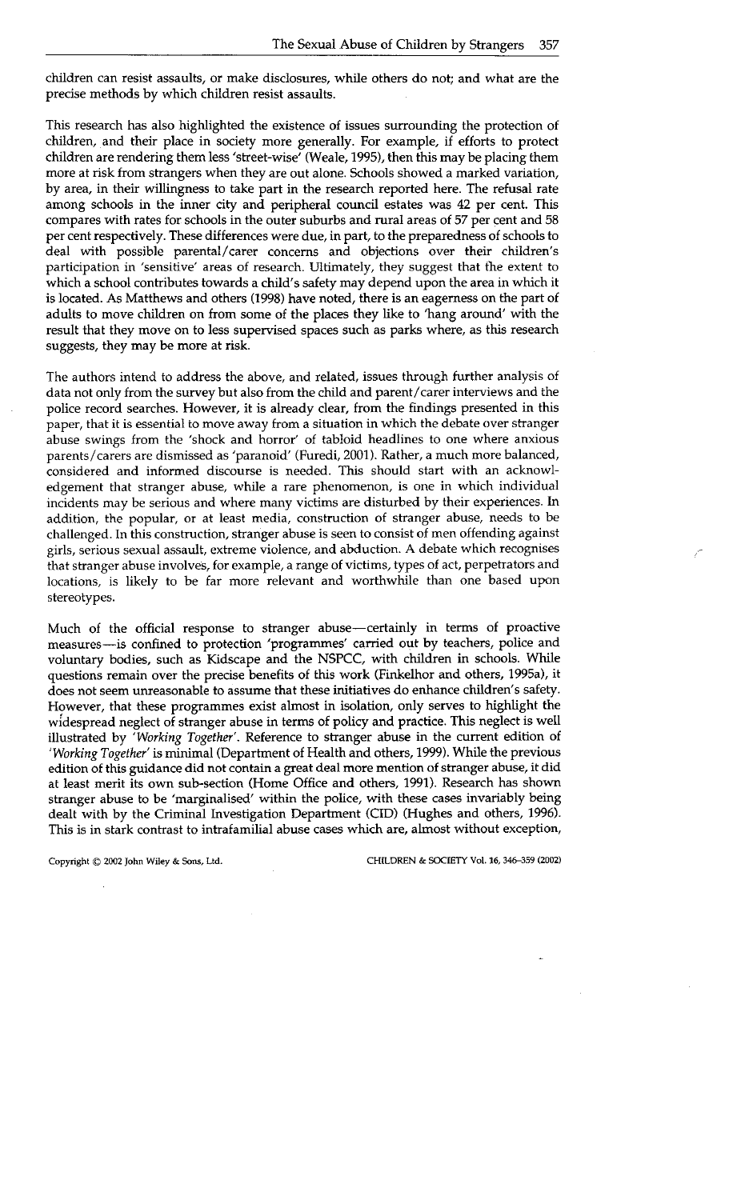children can resist assaults, or make disclosures, while others do not; and what are the precise methods by which children resist assaults.

This research has also highlighted the existence of issues surrounding the protection of children, and their place in society more generally. For example, if efforts to protect children are rendering them less 'street-wise' (Weale, 1995), then this may be placing them more at risk from strangers when they are out alone. Schools showed a marked variation, by area, in their willingness to take part in the research reported here. The refusal rate among schools in the inner city and peripheral council estates was 42 per cent. This compares with rates for schools in the outer suburbs and rural areas of 57 per cent and 58 per cent respectively. These differences were due, in part, to the preparedness of schools to deal with possible parental/carer concerns and objections over their children's participation in 'sensitive' areas of research. Ultimately, they suggest that the extent to which a school contributes towards a child's safety may depend upon the area in which it is located. As Matthews and others (1998) have noted, there is an eagerness on the part of adults to move children on from some of the places they like to 'hang around' with the result that they move on to less supervised spaces such as parks where, as this research suggests, they may be more at risk.

The authors intend to address the above, and related, issues through further analysis of data not only from the survey but also from the child and parent/carer interviews and the police record searches. However, it is already clear, from the findings presented in this paper, that it is essential to move away from a situation in which the debate over stranger abuse swings from the 'shock and horror' of tabloid headlines to one where anxious parents/carers are dismissed as 'paranoid' (Furedi, 2001). Rather, a much more balanced, considered and informed discourse is needed. This should start with an acknowledgement that stranger abuse, while a rare phenomenon, is one in which individual incidents may be serious and where many victims are disturbed by their experiences. In addition, the popular, or at least media, construction of stranger abuse, needs to be challenged. In this construction, stranger abuse is seen to consist of men offending against girls, serious sexual assault, extreme violence, and abduction. A debate which recognises that stranger abuse involves, for example, a range of victims, types of act, perpetrators and locations, is likely to be far more relevant and worthwhile than one based upon stereotypes.

Much of the official response to stranger abuse—certainly in terms of proactive measures—is confined to protection 'programmes' carried out by teachers, police and voluntary bodies, such as Kidscape and the NSPCC, with children in schools. While questions remain over the precise benefits of this work (Finkelhor and others, 1995a), it does not seem unreasonable to assume that these initiatives do enhance children's safety. However, that these programmes exist almost in isolation, only serves to highlight the widespread neglect of stranger abuse in terms of policy and practice. This neglect is well illustrated by *'Working Together'*. Reference to stranger abuse in the current edition of *'Working Together'* is minimal (Department of Health and others, 1999). While the previous edition of this guidance did not contain a great deal more mention of stranger abuse, it did at least merit its own sub-section (Home Office and others, 1991). Research has shown stranger abuse to be 'marginalised' within the police, with these cases invariably being dealt with by the Criminal Investigation Department (CID) (Hughes and others, 1996). This is in stark contrast to intrafamilial abuse cases which are, almost without exception,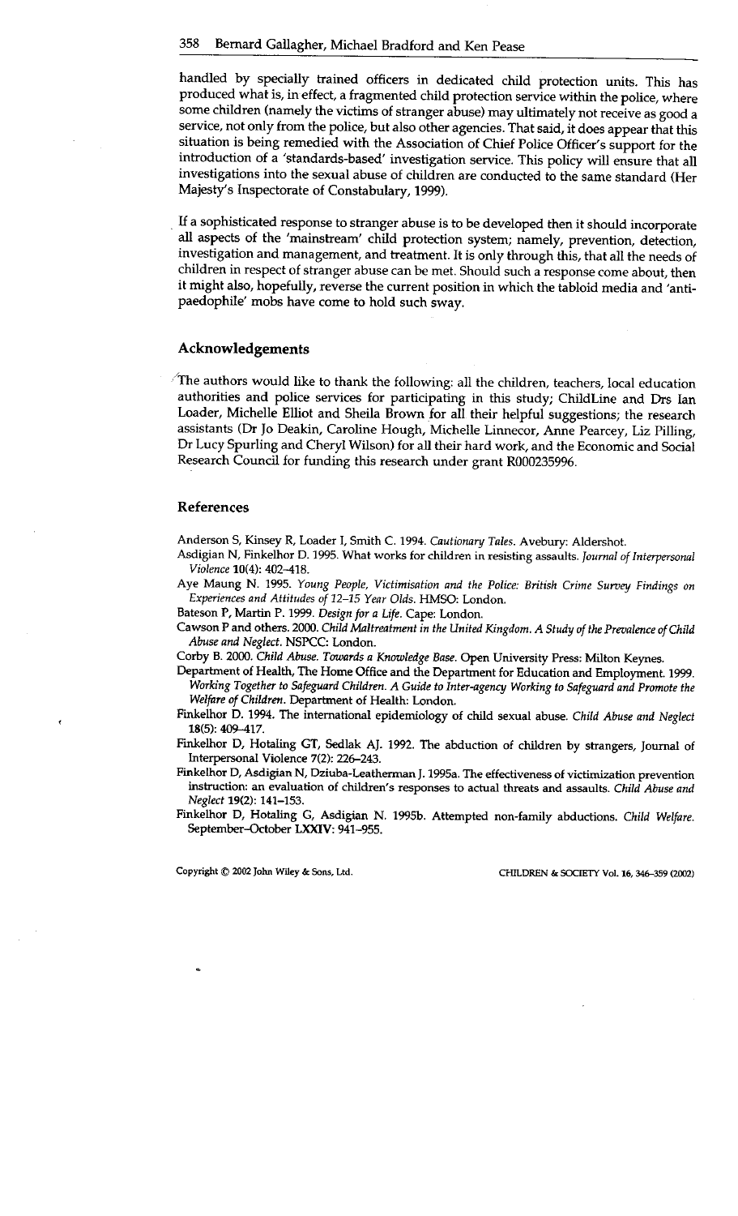handled by specially trained officers in dedicated child protection units. This has produced what is, in effect, a fragmented child protection service within the police, where some children (namely the victims of stranger abuse) may ultimately not receive as good a service, not only from the police, but also other agencies. That said, it does appear that this situation is being remedied with the Association of Chief Police Officer's support for the introduction of a 'standards-based' investigation service. This policy will ensure that all investigations into the sexual abuse of children are conducted to the same standard (Her Majesty's Inspectorate of Constabulary, 1999).

If a sophisticated response to stranger abuse is to be developed then it should incorporate all aspects of the 'mainstream' child protection system; namely, prevention, detection, investigation and management, and treatment. It is only through this, that all the needs of children in respect of stranger abuse can be met. Should such a response come about, then it might also, hopefully, reverse the current position in which the tabloid media and 'anti-paedophile' mobs have come to hold such sway.

## Acknowledgements

The authors would like to thank the following: all the children, teachers, local education authorities and police services for participating in this study; ChildLine and Drs Ian Loader, Michelle Elliot and Sheila Brown for all their helpful suggestions; the research assistants (Dr Jo Deakin, Caroline Hough, Michelle Linnecor, Anne Pearcey, Liz Pilling, Dr Lucy Spurling and Cheryl Wilson) for all their hard work, and the Economic and Social Research Council for funding this research under grant R000235996.

## References

Anderson S, Kinsey R, Loader I, Smith C. 1994. *Cautionary Tales*. Avebury: Aldershot.

Asdigian N, Finkelhor D. 1995. What works for children in resisting assaults. *Journal of Interpersonal Violence* **10**(4): 402–418.

Aye Maung N. 1995. *Young People, Victimisation and the Police: British Crime Survey Findings on Experiences and Attitudes of 12–15 Year Olds*. HMSO: London.

Bateson P, Martin P. 1999. *Design for a Life*. Cape: London.

Cawson P and others. 2000. *Child Maltreatment in the United Kingdom. A Study of the Prevalence of Child Abuse and Neglect*. NSPCC: London.

Corby B. 2000. *Child Abuse. Towards a Knowledge Base*. Open University Press: Milton Keynes.

Department of Health, The Home Office and the Department for Education and Employment. 1999. *Working Together to Safeguard Children. A Guide to Inter-agency Working to Safeguard and Promote the Welfare of Children*. Department of Health: London.

Finkelhor D. 1994. The international epidemiology of child sexual abuse. *Child Abuse and Neglect* **18**(5): 409–417.

Finkelhor D, Hotaling GT, Sedlak AJ. 1992. The abduction of children by strangers, Journal of Interpersonal Violence 7(2): 226–243.

Finkelhor D, Asdigian N, Dziuba-Leatherman J. 1995a. The effectiveness of victimization prevention instruction: an evaluation of children's responses to actual threats and assaults. *Child Abuse and Neglect* **19**(2): 141–153.

Finkelhor D, Hotaling G, Asdigian N. 1995b. Attempted non-family abductions. *Child Welfare*. September–October **LXXIV**: 941–955.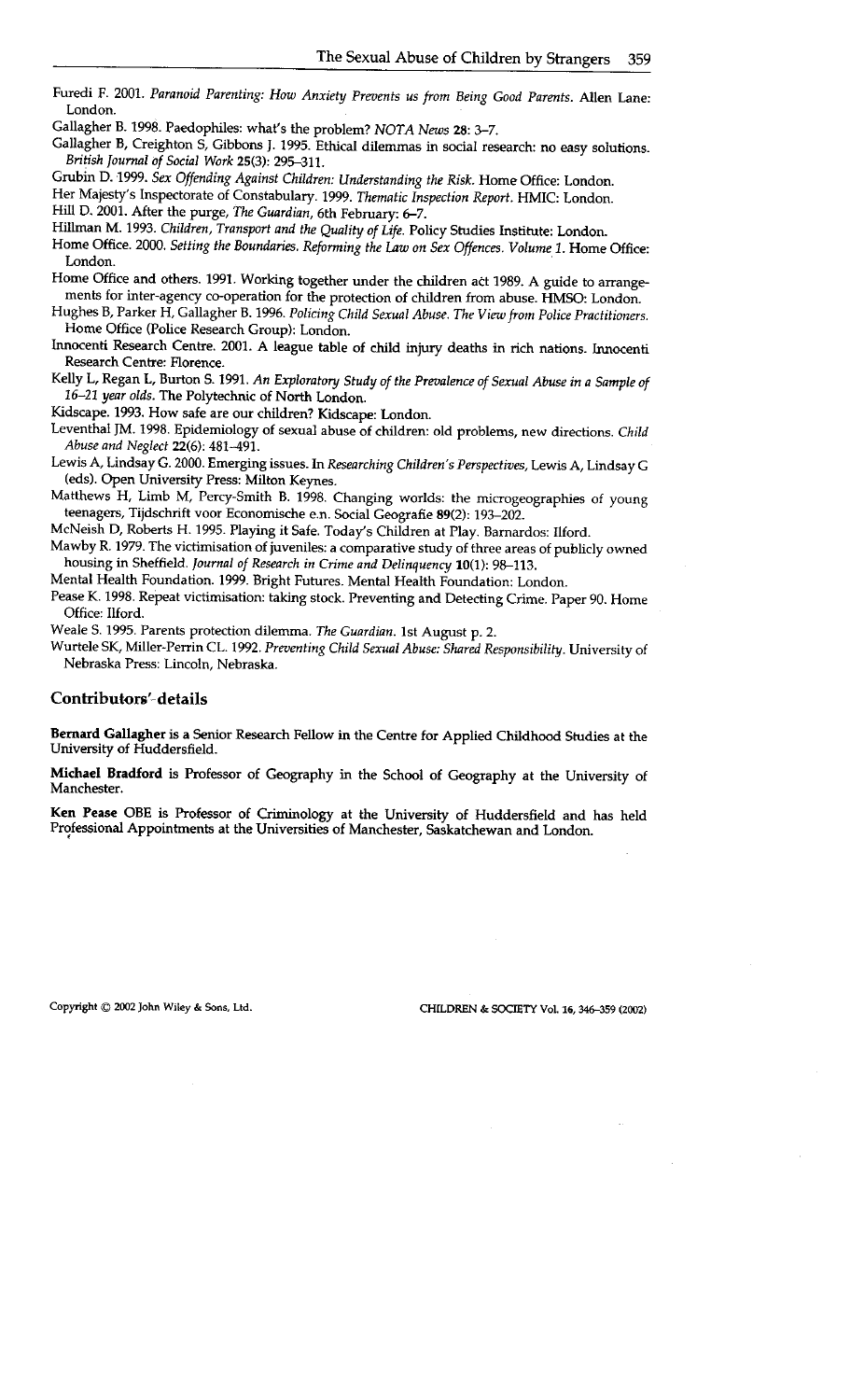Furedi F. 2001. *Paranoid Parenting: How Anxiety Prevents us from Being Good Parents*. Allen Lane: London.

Gallagher B. 1998. Paedophiles: what's the problem? *NOTA News* **28**: 3–7.

Gallagher B, Creighton S, Gibbons J. 1995. Ethical dilemmas in social research: no easy solutions. *British Journal of Social Work* **25**(3): 295–311.

Grubin D. 1999. *Sex Offending Against Children: Understanding the Risk*. Home Office: London.

Her Majesty's Inspectorate of Constabulary. 1999. *Thematic Inspection Report*. HMIC: London.

Hill D. 2001. After the purge, *The Guardian*, 6th February: 6–7.

Hillman M. 1993. *Children, Transport and the Quality of Life*. Policy Studies Institute: London.

Home Office. 2000. *Setting the Boundaries. Reforming the Law on Sex Offences. Volume 1*. Home Office: London.

Home Office and others. 1991. Working together under the children act 1989. A guide to arrangements for inter-agency co-operation for the protection of children from abuse. HMSO: London.

Hughes B, Parker H, Gallagher B. 1996. *Policing Child Sexual Abuse. The View from Police Practitioners*. Home Office (Police Research Group): London.

Innocenti Research Centre. 2001. A league table of child injury deaths in rich nations. Innocenti Research Centre: Florence.

Kelly L, Regan L, Burton S. 1991. *An Exploratory Study of the Prevalence of Sexual Abuse in a Sample of 16–21 year olds*. The Polytechnic of North London.

Kidscape. 1993. How safe are our children? Kidscape: London.

Leventhal JM. 1998. Epidemiology of sexual abuse of children: old problems, new directions. *Child Abuse and Neglect* **22**(6): 481–491.

Lewis A, Lindsay G. 2000. Emerging issues. In *Researching Children's Perspectives*, Lewis A, Lindsay G (eds). Open University Press: Milton Keynes.

Matthews H, Limb M, Percy-Smith B. 1998. Changing worlds: the microgeographies of young teenagers, Tijdschrift voor Economische e.n. Social Geografie **89**(2): 193–202.

McNeish D, Roberts H. 1995. Playing it Safe. Today's Children at Play. Barnardos: Ilford.

Mawby R. 1979. The victimisation of juveniles: a comparative study of three areas of publicly owned housing in Sheffield. *Journal of Research in Crime and Delinquency* **10**(1): 98–113.

Mental Health Foundation. 1999. Bright Futures. Mental Health Foundation: London.

Pease K. 1998. Repeat victimisation: taking stock. Preventing and Detecting Crime. Paper 90. Home Office: Ilford.

Weale S. 1995. Parents protection dilemma. *The Guardian*. 1st August p. 2.

Wurtele SK, Miller-Perrin CL. 1992. *Preventing Child Sexual Abuse: Shared Responsibility*. University of Nebraska Press: Lincoln, Nebraska.

## Contributors' details

**Bernard Gallagher** is a Senior Research Fellow in the Centre for Applied Childhood Studies at the University of Huddersfield.

**Michael Bradford** is Professor of Geography in the School of Geography at the University of Manchester.

**Ken Pease** OBE is Professor of Criminology at the University of Huddersfield and has held Professional Appointments at the Universities of Manchester, Saskatchewan and London.